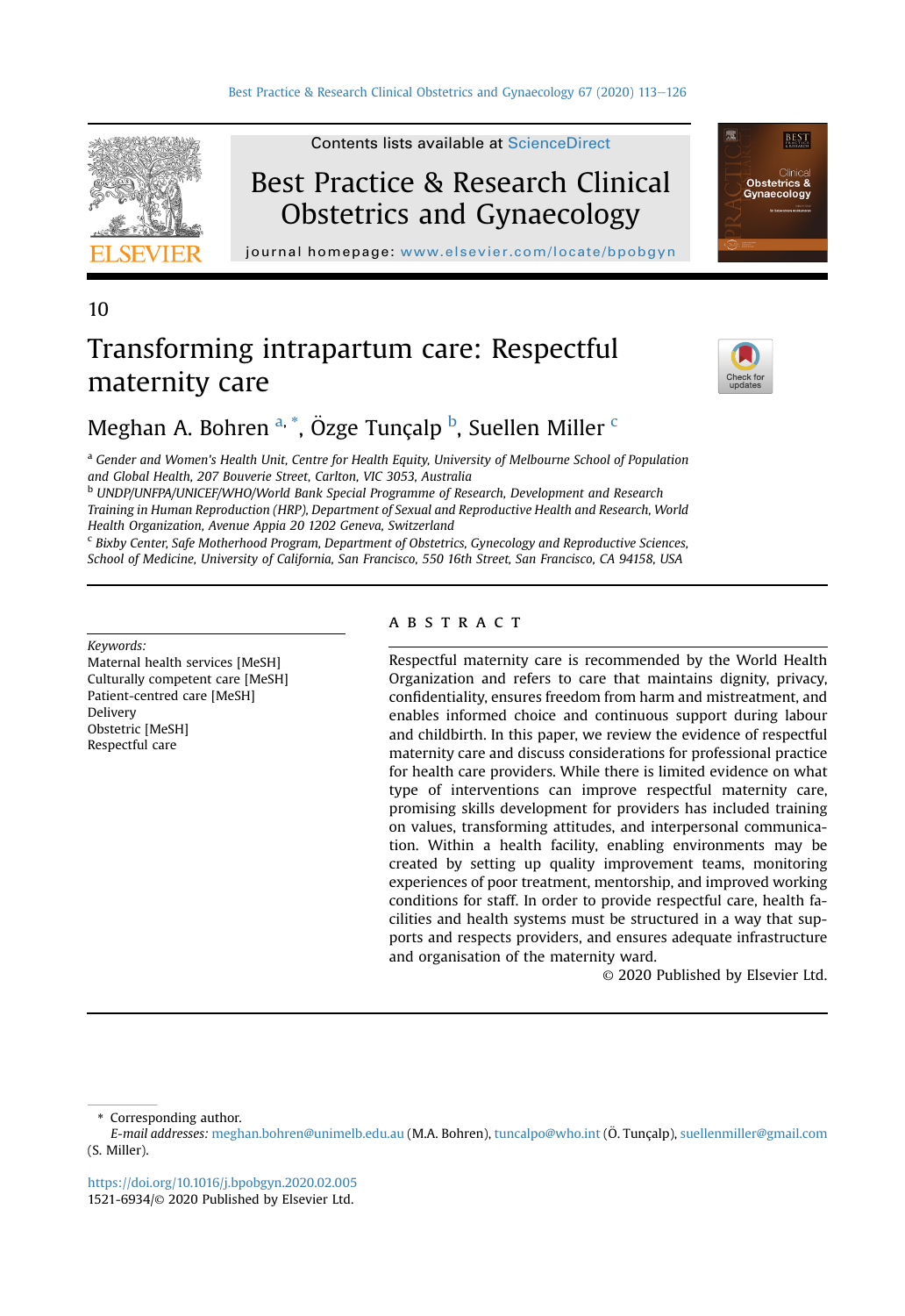10

# Transforming intrapartum care: Respectful maternity care

Meghan A. Bohren [a, *], Özge Tunçalp [b], Suellen Miller [c]

[a] *Gender and Women's Health Unit, Centre for Health Equity, University of Melbourne School of Population and Global Health, 207 Bouverie Street, Carlton, VIC 3053, Australia*

[b] *UNDP/UNFPA/UNICEF/WHO/World Bank Special Programme of Research, Development and Research Training in Human Reproduction (HRP), Department of Sexual and Reproductive Health and Research, World Health Organization, Avenue Appia 20 1202 Geneva, Switzerland*

[c] *Bixby Center, Safe Motherhood Program, Department of Obstetrics, Gynecology and Reproductive Sciences, School of Medicine, University of California, San Francisco, 550 16th Street, San Francisco, CA 94158, USA*

*Keywords:*
Maternal health services [MeSH]
Culturally competent care [MeSH]
Patient-centred care [MeSH]
Delivery
Obstetric [MeSH]
Respectful care

## ABSTRACT

Respectful maternity care is recommended by the World Health Organization and refers to care that maintains dignity, privacy, confidentiality, ensures freedom from harm and mistreatment, and enables informed choice and continuous support during labour and childbirth. In this paper, we review the evidence of respectful maternity care and discuss considerations for professional practice for health care providers. While there is limited evidence on what type of interventions can improve respectful maternity care, promising skills development for providers has included training on values, transforming attitudes, and interpersonal communication. Within a health facility, enabling environments may be created by setting up quality improvement teams, monitoring experiences of poor treatment, mentorship, and improved working conditions for staff. In order to provide respectful care, health facilities and health systems must be structured in a way that supports and respects providers, and ensures adequate infrastructure and organisation of the maternity ward.

© 2020 Published by Elsevier Ltd.

\* Corresponding author.
*E-mail addresses:* meghan.bohren@unimelb.edu.au (M.A. Bohren), tuncalpo@who.int (Ö. Tunçalp), suellenmiller@gmail.com (S. Miller).

https://doi.org/10.1016/j.bpobgyn.2020.02.005
1521-6934/© 2020 Published by Elsevier Ltd.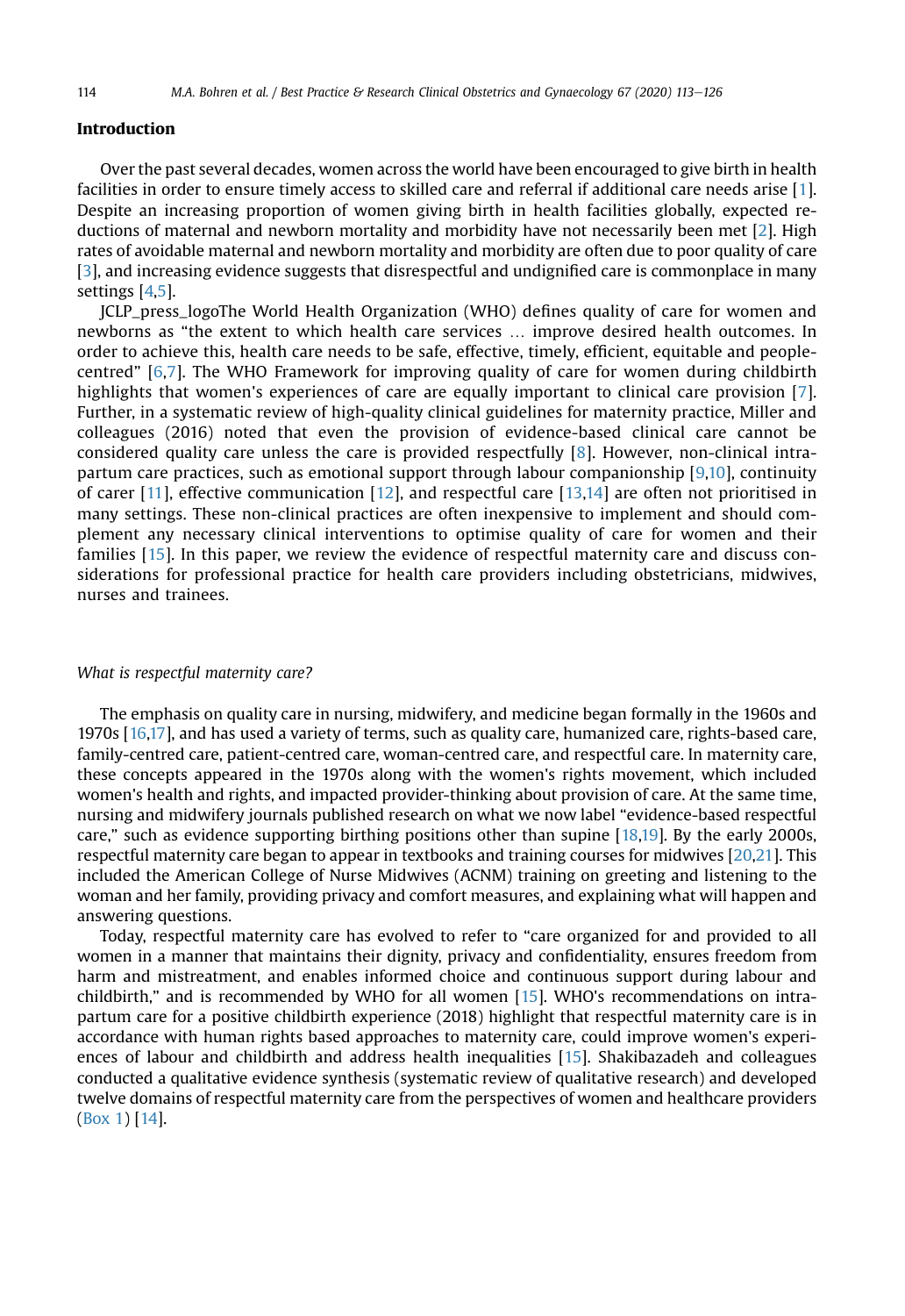## Introduction

Over the past several decades, women across the world have been encouraged to give birth in health facilities in order to ensure timely access to skilled care and referral if additional care needs arise [1]. Despite an increasing proportion of women giving birth in health facilities globally, expected reductions of maternal and newborn mortality and morbidity have not necessarily been met [2]. High rates of avoidable maternal and newborn mortality and morbidity are often due to poor quality of care [3], and increasing evidence suggests that disrespectful and undignified care is commonplace in many settings [4,5].

JCLP_press_logoThe World Health Organization (WHO) defines quality of care for women and newborns as "the extent to which health care services … improve desired health outcomes. In order to achieve this, health care needs to be safe, effective, timely, efficient, equitable and people-centred" [6,7]. The WHO Framework for improving quality of care for women during childbirth highlights that women's experiences of care are equally important to clinical care provision [7]. Further, in a systematic review of high-quality clinical guidelines for maternity practice, Miller and colleagues (2016) noted that even the provision of evidence-based clinical care cannot be considered quality care unless the care is provided respectfully [8]. However, non-clinical intrapartum care practices, such as emotional support through labour companionship [9,10], continuity of carer [11], effective communication [12], and respectful care [13,14] are often not prioritised in many settings. These non-clinical practices are often inexpensive to implement and should complement any necessary clinical interventions to optimise quality of care for women and their families [15]. In this paper, we review the evidence of respectful maternity care and discuss considerations for professional practice for health care providers including obstetricians, midwives, nurses and trainees.

### *What is respectful maternity care?*

The emphasis on quality care in nursing, midwifery, and medicine began formally in the 1960s and 1970s [16,17], and has used a variety of terms, such as quality care, humanized care, rights-based care, family-centred care, patient-centred care, woman-centred care, and respectful care. In maternity care, these concepts appeared in the 1970s along with the women's rights movement, which included women's health and rights, and impacted provider-thinking about provision of care. At the same time, nursing and midwifery journals published research on what we now label "evidence-based respectful care," such as evidence supporting birthing positions other than supine [18,19]. By the early 2000s, respectful maternity care began to appear in textbooks and training courses for midwives [20,21]. This included the American College of Nurse Midwives (ACNM) training on greeting and listening to the woman and her family, providing privacy and comfort measures, and explaining what will happen and answering questions.

Today, respectful maternity care has evolved to refer to "care organized for and provided to all women in a manner that maintains their dignity, privacy and confidentiality, ensures freedom from harm and mistreatment, and enables informed choice and continuous support during labour and childbirth," and is recommended by WHO for all women [15]. WHO's recommendations on intrapartum care for a positive childbirth experience (2018) highlight that respectful maternity care is in accordance with human rights based approaches to maternity care, could improve women's experiences of labour and childbirth and address health inequalities [15]. Shakibazadeh and colleagues conducted a qualitative evidence synthesis (systematic review of qualitative research) and developed twelve domains of respectful maternity care from the perspectives of women and healthcare providers (Box 1) [14].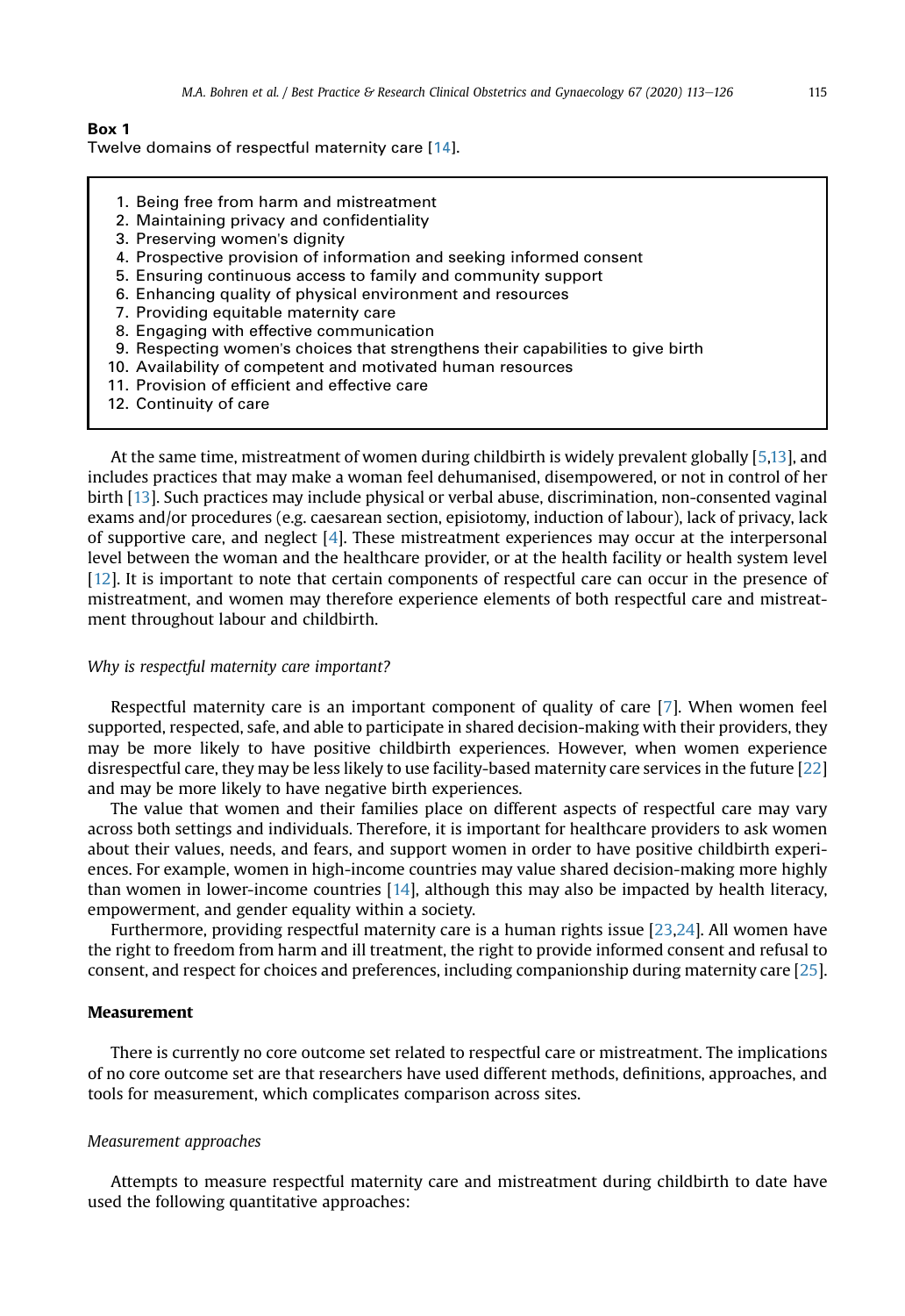**Box 1**
Twelve domains of respectful maternity care [14].

1. Being free from harm and mistreatment
2. Maintaining privacy and confidentiality
3. Preserving women's dignity
4. Prospective provision of information and seeking informed consent
5. Ensuring continuous access to family and community support
6. Enhancing quality of physical environment and resources
7. Providing equitable maternity care
8. Engaging with effective communication
9. Respecting women's choices that strengthens their capabilities to give birth
10. Availability of competent and motivated human resources
11. Provision of efficient and effective care
12. Continuity of care

At the same time, mistreatment of women during childbirth is widely prevalent globally [5,13], and includes practices that may make a woman feel dehumanised, disempowered, or not in control of her birth [13]. Such practices may include physical or verbal abuse, discrimination, non-consented vaginal exams and/or procedures (e.g. caesarean section, episiotomy, induction of labour), lack of privacy, lack of supportive care, and neglect [4]. These mistreatment experiences may occur at the interpersonal level between the woman and the healthcare provider, or at the health facility or health system level [12]. It is important to note that certain components of respectful care can occur in the presence of mistreatment, and women may therefore experience elements of both respectful care and mistreatment throughout labour and childbirth.

*Why is respectful maternity care important?*

Respectful maternity care is an important component of quality of care [7]. When women feel supported, respected, safe, and able to participate in shared decision-making with their providers, they may be more likely to have positive childbirth experiences. However, when women experience disrespectful care, they may be less likely to use facility-based maternity care services in the future [22] and may be more likely to have negative birth experiences.

The value that women and their families place on different aspects of respectful care may vary across both settings and individuals. Therefore, it is important for healthcare providers to ask women about their values, needs, and fears, and support women in order to have positive childbirth experiences. For example, women in high-income countries may value shared decision-making more highly than women in lower-income countries [14], although this may also be impacted by health literacy, empowerment, and gender equality within a society.

Furthermore, providing respectful maternity care is a human rights issue [23,24]. All women have the right to freedom from harm and ill treatment, the right to provide informed consent and refusal to consent, and respect for choices and preferences, including companionship during maternity care [25].

## Measurement

There is currently no core outcome set related to respectful care or mistreatment. The implications of no core outcome set are that researchers have used different methods, definitions, approaches, and tools for measurement, which complicates comparison across sites.

*Measurement approaches*

Attempts to measure respectful maternity care and mistreatment during childbirth to date have used the following quantitative approaches: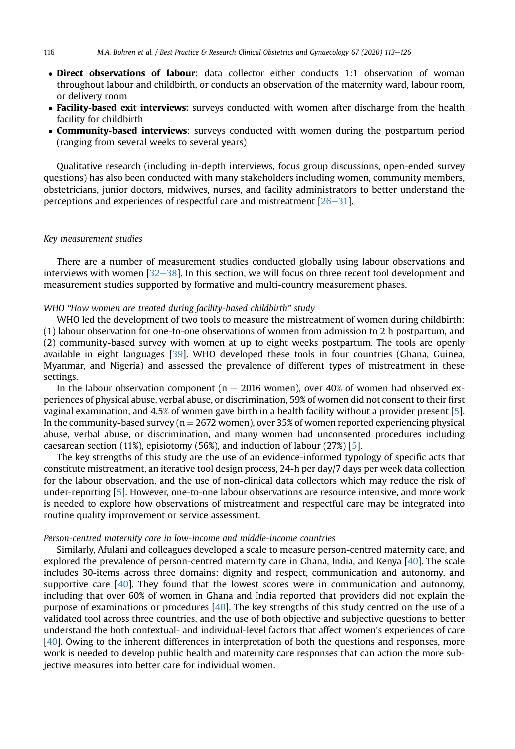- **Direct observations of labour**: data collector either conducts 1:1 observation of woman throughout labour and childbirth, or conducts an observation of the maternity ward, labour room, or delivery room
- **Facility-based exit interviews:** surveys conducted with women after discharge from the health facility for childbirth
- **Community-based interviews**: surveys conducted with women during the postpartum period (ranging from several weeks to several years)

Qualitative research (including in-depth interviews, focus group discussions, open-ended survey questions) has also been conducted with many stakeholders including women, community members, obstetricians, junior doctors, midwives, nurses, and facility administrators to better understand the perceptions and experiences of respectful care and mistreatment [26–31].

## *Key measurement studies*

There are a number of measurement studies conducted globally using labour observations and interviews with women [32–38]. In this section, we will focus on three recent tool development and measurement studies supported by formative and multi-country measurement phases.

### *WHO "How women are treated during facility-based childbirth" study*

WHO led the development of two tools to measure the mistreatment of women during childbirth: (1) labour observation for one-to-one observations of women from admission to 2 h postpartum, and (2) community-based survey with women at up to eight weeks postpartum. The tools are openly available in eight languages [39]. WHO developed these tools in four countries (Ghana, Guinea, Myanmar, and Nigeria) and assessed the prevalence of different types of mistreatment in these settings.

In the labour observation component (n = 2016 women), over 40% of women had observed experiences of physical abuse, verbal abuse, or discrimination, 59% of women did not consent to their first vaginal examination, and 4.5% of women gave birth in a health facility without a provider present [5]. In the community-based survey (n = 2672 women), over 35% of women reported experiencing physical abuse, verbal abuse, or discrimination, and many women had unconsented procedures including caesarean section (11%), episiotomy (56%), and induction of labour (27%) [5].

The key strengths of this study are the use of an evidence-informed typology of specific acts that constitute mistreatment, an iterative tool design process, 24-h per day/7 days per week data collection for the labour observation, and the use of non-clinical data collectors which may reduce the risk of under-reporting [5]. However, one-to-one labour observations are resource intensive, and more work is needed to explore how observations of mistreatment and respectful care may be integrated into routine quality improvement or service assessment.

### *Person-centred maternity care in low-income and middle-income countries*

Similarly, Afulani and colleagues developed a scale to measure person-centred maternity care, and explored the prevalence of person-centred maternity care in Ghana, India, and Kenya [40]. The scale includes 30-items across three domains: dignity and respect, communication and autonomy, and supportive care [40]. They found that the lowest scores were in communication and autonomy, including that over 60% of women in Ghana and India reported that providers did not explain the purpose of examinations or procedures [40]. The key strengths of this study centred on the use of a validated tool across three countries, and the use of both objective and subjective questions to better understand the both contextual- and individual-level factors that affect women's experiences of care [40]. Owing to the inherent differences in interpretation of both the questions and responses, more work is needed to develop public health and maternity care responses that can action the more subjective measures into better care for individual women.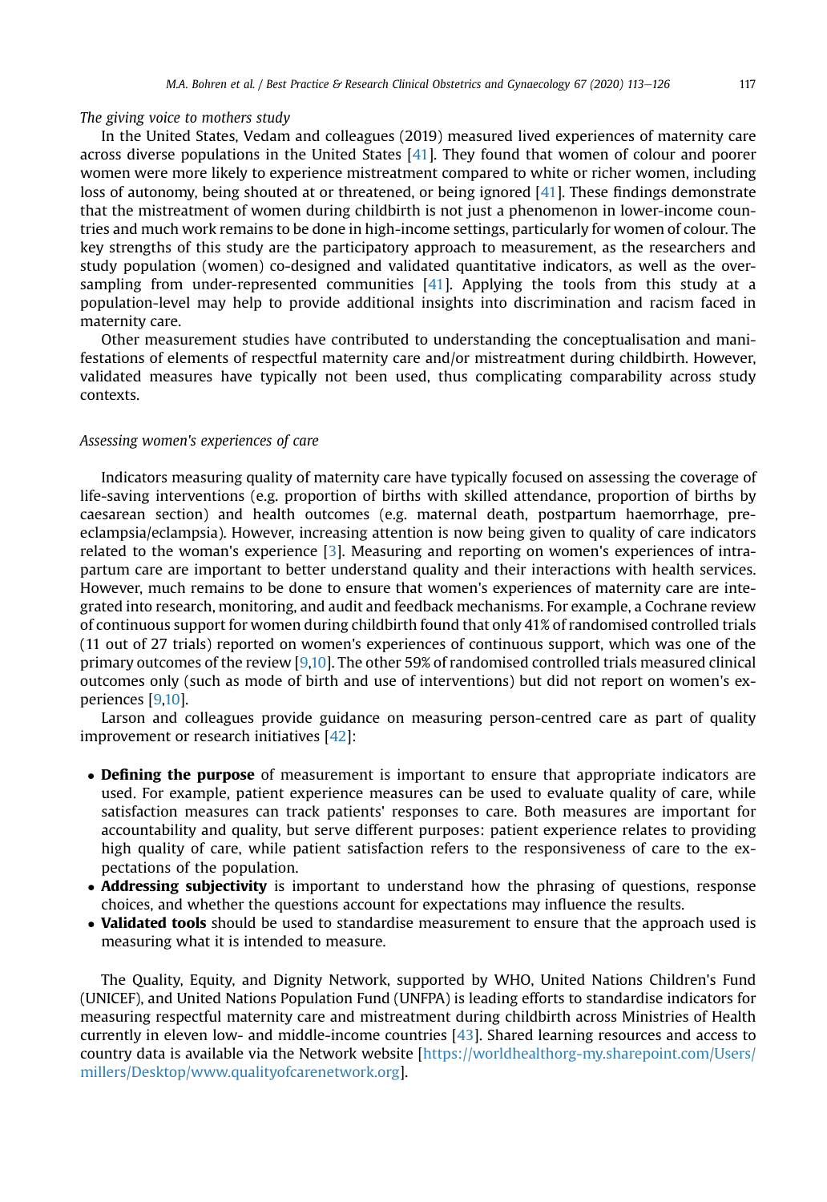*The giving voice to mothers study*

In the United States, Vedam and colleagues (2019) measured lived experiences of maternity care across diverse populations in the United States [41]. They found that women of colour and poorer women were more likely to experience mistreatment compared to white or richer women, including loss of autonomy, being shouted at or threatened, or being ignored [41]. These findings demonstrate that the mistreatment of women during childbirth is not just a phenomenon in lower-income countries and much work remains to be done in high-income settings, particularly for women of colour. The key strengths of this study are the participatory approach to measurement, as the researchers and study population (women) co-designed and validated quantitative indicators, as well as the oversampling from under-represented communities [41]. Applying the tools from this study at a population-level may help to provide additional insights into discrimination and racism faced in maternity care.

Other measurement studies have contributed to understanding the conceptualisation and manifestations of elements of respectful maternity care and/or mistreatment during childbirth. However, validated measures have typically not been used, thus complicating comparability across study contexts.

*Assessing women's experiences of care*

Indicators measuring quality of maternity care have typically focused on assessing the coverage of life-saving interventions (e.g. proportion of births with skilled attendance, proportion of births by caesarean section) and health outcomes (e.g. maternal death, postpartum haemorrhage, pre-eclampsia/eclampsia). However, increasing attention is now being given to quality of care indicators related to the woman's experience [3]. Measuring and reporting on women's experiences of intrapartum care are important to better understand quality and their interactions with health services. However, much remains to be done to ensure that women's experiences of maternity care are integrated into research, monitoring, and audit and feedback mechanisms. For example, a Cochrane review of continuous support for women during childbirth found that only 41% of randomised controlled trials (11 out of 27 trials) reported on women's experiences of continuous support, which was one of the primary outcomes of the review [9,10]. The other 59% of randomised controlled trials measured clinical outcomes only (such as mode of birth and use of interventions) but did not report on women's experiences [9,10].

Larson and colleagues provide guidance on measuring person-centred care as part of quality improvement or research initiatives [42]:

- **Defining the purpose** of measurement is important to ensure that appropriate indicators are used. For example, patient experience measures can be used to evaluate quality of care, while satisfaction measures can track patients' responses to care. Both measures are important for accountability and quality, but serve different purposes: patient experience relates to providing high quality of care, while patient satisfaction refers to the responsiveness of care to the expectations of the population.
- **Addressing subjectivity** is important to understand how the phrasing of questions, response choices, and whether the questions account for expectations may influence the results.
- **Validated tools** should be used to standardise measurement to ensure that the approach used is measuring what it is intended to measure.

The Quality, Equity, and Dignity Network, supported by WHO, United Nations Children's Fund (UNICEF), and United Nations Population Fund (UNFPA) is leading efforts to standardise indicators for measuring respectful maternity care and mistreatment during childbirth across Ministries of Health currently in eleven low- and middle-income countries [43]. Shared learning resources and access to country data is available via the Network website [https://worldhealthorg-my.sharepoint.com/Users/millers/Desktop/www.qualityofcarenetwork.org].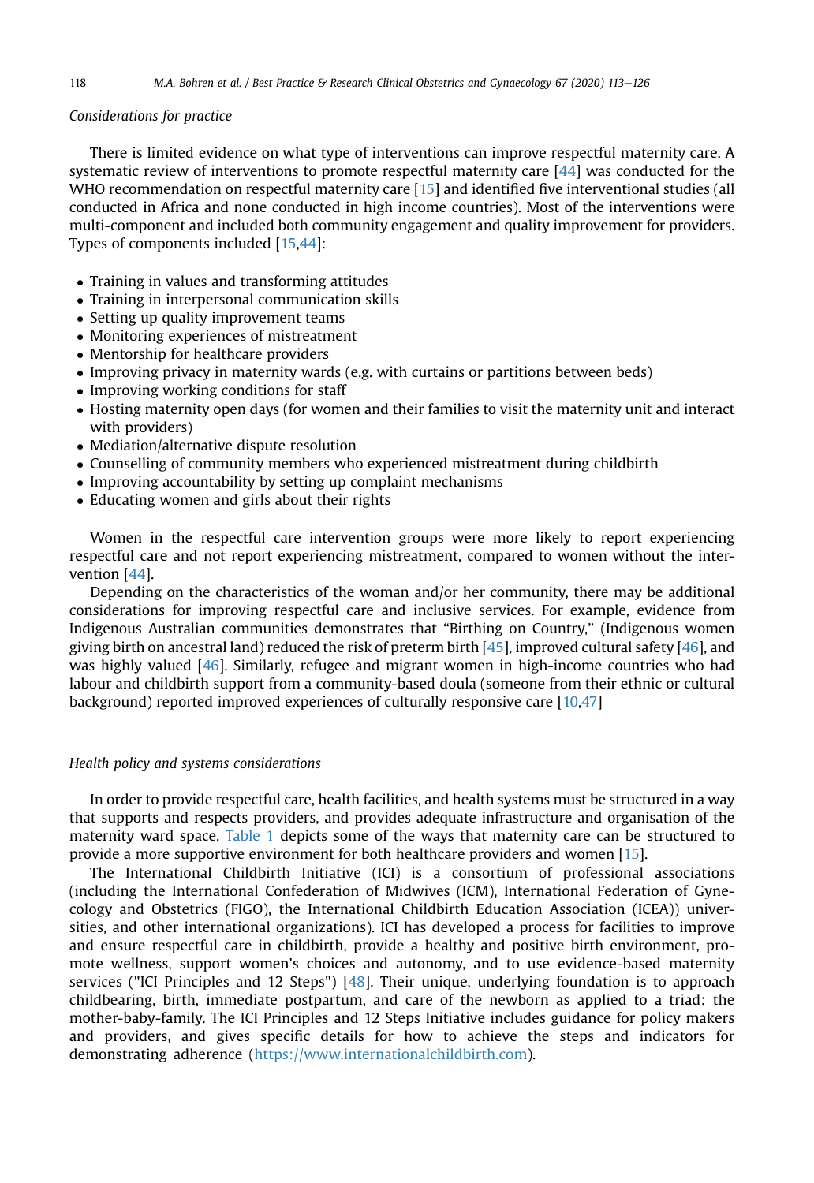*Considerations for practice*

There is limited evidence on what type of interventions can improve respectful maternity care. A systematic review of interventions to promote respectful maternity care [44] was conducted for the WHO recommendation on respectful maternity care [15] and identified five interventional studies (all conducted in Africa and none conducted in high income countries). Most of the interventions were multi-component and included both community engagement and quality improvement for providers. Types of components included [15,44]:

- Training in values and transforming attitudes
- Training in interpersonal communication skills
- Setting up quality improvement teams
- Monitoring experiences of mistreatment
- Mentorship for healthcare providers
- Improving privacy in maternity wards (e.g. with curtains or partitions between beds)
- Improving working conditions for staff
- Hosting maternity open days (for women and their families to visit the maternity unit and interact with providers)
- Mediation/alternative dispute resolution
- Counselling of community members who experienced mistreatment during childbirth
- Improving accountability by setting up complaint mechanisms
- Educating women and girls about their rights

Women in the respectful care intervention groups were more likely to report experiencing respectful care and not report experiencing mistreatment, compared to women without the intervention [44].

Depending on the characteristics of the woman and/or her community, there may be additional considerations for improving respectful care and inclusive services. For example, evidence from Indigenous Australian communities demonstrates that "Birthing on Country," (Indigenous women giving birth on ancestral land) reduced the risk of preterm birth [45], improved cultural safety [46], and was highly valued [46]. Similarly, refugee and migrant women in high-income countries who had labour and childbirth support from a community-based doula (someone from their ethnic or cultural background) reported improved experiences of culturally responsive care [10,47]

*Health policy and systems considerations*

In order to provide respectful care, health facilities, and health systems must be structured in a way that supports and respects providers, and provides adequate infrastructure and organisation of the maternity ward space. Table 1 depicts some of the ways that maternity care can be structured to provide a more supportive environment for both healthcare providers and women [15].

The International Childbirth Initiative (ICI) is a consortium of professional associations (including the International Confederation of Midwives (ICM), International Federation of Gynecology and Obstetrics (FIGO), the International Childbirth Education Association (ICEA)) universities, and other international organizations). ICI has developed a process for facilities to improve and ensure respectful care in childbirth, provide a healthy and positive birth environment, promote wellness, support women's choices and autonomy, and to use evidence-based maternity services ("ICI Principles and 12 Steps") [48]. Their unique, underlying foundation is to approach childbearing, birth, immediate postpartum, and care of the newborn as applied to a triad: the mother-baby-family. The ICI Principles and 12 Steps Initiative includes guidance for policy makers and providers, and gives specific details for how to achieve the steps and indicators for demonstrating adherence (https://www.internationalchildbirth.com).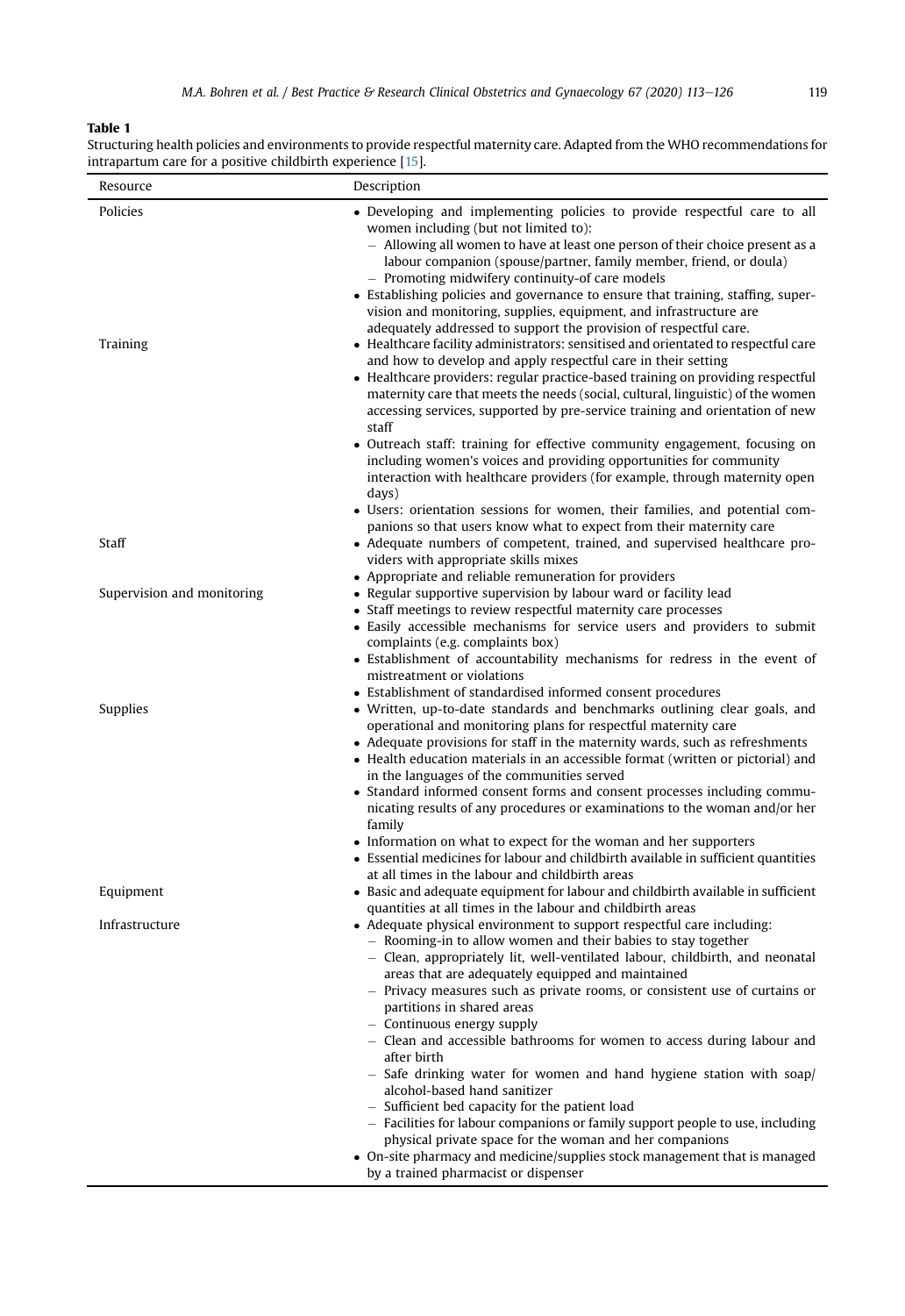**Table 1**

Structuring health policies and environments to provide respectful maternity care. Adapted from the WHO recommendations for intrapartum care for a positive childbirth experience [15].

| Resource | Description |
|---|---|
| Policies | • Developing and implementing policies to provide respectful care to all women including (but not limited to):<br>– Allowing all women to have at least one person of their choice present as a labour companion (spouse/partner, family member, friend, or doula)<br>– Promoting midwifery continuity-of care models<br>• Establishing policies and governance to ensure that training, staffing, supervision and monitoring, supplies, equipment, and infrastructure are adequately addressed to support the provision of respectful care. |
| Training | • Healthcare facility administrators: sensitised and orientated to respectful care and how to develop and apply respectful care in their setting<br>• Healthcare providers: regular practice-based training on providing respectful maternity care that meets the needs (social, cultural, linguistic) of the women accessing services, supported by pre-service training and orientation of new staff<br>• Outreach staff: training for effective community engagement, focusing on including women's voices and providing opportunities for community interaction with healthcare providers (for example, through maternity open days)<br>• Users: orientation sessions for women, their families, and potential companions so that users know what to expect from their maternity care |
| Staff | • Adequate numbers of competent, trained, and supervised healthcare providers with appropriate skills mixes<br>• Appropriate and reliable remuneration for providers |
| Supervision and monitoring | • Regular supportive supervision by labour ward or facility lead<br>• Staff meetings to review respectful maternity care processes<br>• Easily accessible mechanisms for service users and providers to submit complaints (e.g. complaints box)<br>• Establishment of accountability mechanisms for redress in the event of mistreatment or violations<br>• Establishment of standardised informed consent procedures |
| Supplies | • Written, up-to-date standards and benchmarks outlining clear goals, and operational and monitoring plans for respectful maternity care<br>• Adequate provisions for staff in the maternity wards, such as refreshments<br>• Health education materials in an accessible format (written or pictorial) and in the languages of the communities served<br>• Standard informed consent forms and consent processes including communicating results of any procedures or examinations to the woman and/or her family<br>• Information on what to expect for the woman and her supporters<br>• Essential medicines for labour and childbirth available in sufficient quantities at all times in the labour and childbirth areas |
| Equipment | • Basic and adequate equipment for labour and childbirth available in sufficient quantities at all times in the labour and childbirth areas |
| Infrastructure | • Adequate physical environment to support respectful care including:<br>– Rooming-in to allow women and their babies to stay together<br>– Clean, appropriately lit, well-ventilated labour, childbirth, and neonatal areas that are adequately equipped and maintained<br>– Privacy measures such as private rooms, or consistent use of curtains or partitions in shared areas<br>– Continuous energy supply<br>– Clean and accessible bathrooms for women to access during labour and after birth<br>– Safe drinking water for women and hand hygiene station with soap/alcohol-based hand sanitizer<br>– Sufficient bed capacity for the patient load<br>– Facilities for labour companions or family support people to use, including physical private space for the woman and her companions<br>• On-site pharmacy and medicine/supplies stock management that is managed by a trained pharmacist or dispenser |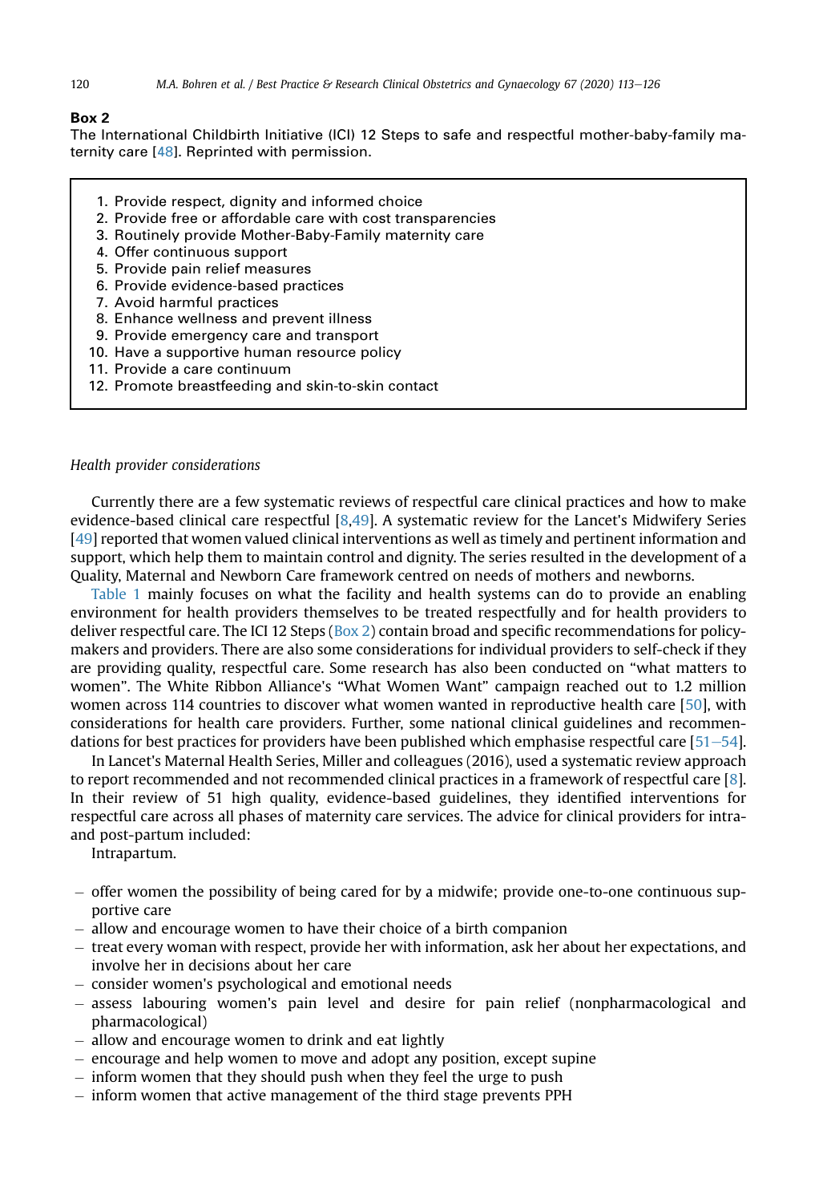**Box 2**

The International Childbirth Initiative (ICI) 12 Steps to safe and respectful mother-baby-family maternity care [48]. Reprinted with permission.

1. Provide respect, dignity and informed choice
2. Provide free or affordable care with cost transparencies
3. Routinely provide Mother-Baby-Family maternity care
4. Offer continuous support
5. Provide pain relief measures
6. Provide evidence-based practices
7. Avoid harmful practices
8. Enhance wellness and prevent illness
9. Provide emergency care and transport
10. Have a supportive human resource policy
11. Provide a care continuum
12. Promote breastfeeding and skin-to-skin contact

*Health provider considerations*

Currently there are a few systematic reviews of respectful care clinical practices and how to make evidence-based clinical care respectful [8,49]. A systematic review for the Lancet's Midwifery Series [49] reported that women valued clinical interventions as well as timely and pertinent information and support, which help them to maintain control and dignity. The series resulted in the development of a Quality, Maternal and Newborn Care framework centred on needs of mothers and newborns.

Table 1 mainly focuses on what the facility and health systems can do to provide an enabling environment for health providers themselves to be treated respectfully and for health providers to deliver respectful care. The ICI 12 Steps (Box 2) contain broad and specific recommendations for policy-makers and providers. There are also some considerations for individual providers to self-check if they are providing quality, respectful care. Some research has also been conducted on "what matters to women". The White Ribbon Alliance's "What Women Want" campaign reached out to 1.2 million women across 114 countries to discover what women wanted in reproductive health care [50], with considerations for health care providers. Further, some national clinical guidelines and recommendations for best practices for providers have been published which emphasise respectful care [51–54].

In Lancet's Maternal Health Series, Miller and colleagues (2016), used a systematic review approach to report recommended and not recommended clinical practices in a framework of respectful care [8]. In their review of 51 high quality, evidence-based guidelines, they identified interventions for respectful care across all phases of maternity care services. The advice for clinical providers for intra- and post-partum included:

Intrapartum.

- offer women the possibility of being cared for by a midwife; provide one-to-one continuous supportive care
- allow and encourage women to have their choice of a birth companion
- treat every woman with respect, provide her with information, ask her about her expectations, and involve her in decisions about her care
- consider women's psychological and emotional needs
- assess labouring women's pain level and desire for pain relief (nonpharmacological and pharmacological)
- allow and encourage women to drink and eat lightly
- encourage and help women to move and adopt any position, except supine
- inform women that they should push when they feel the urge to push
- inform women that active management of the third stage prevents PPH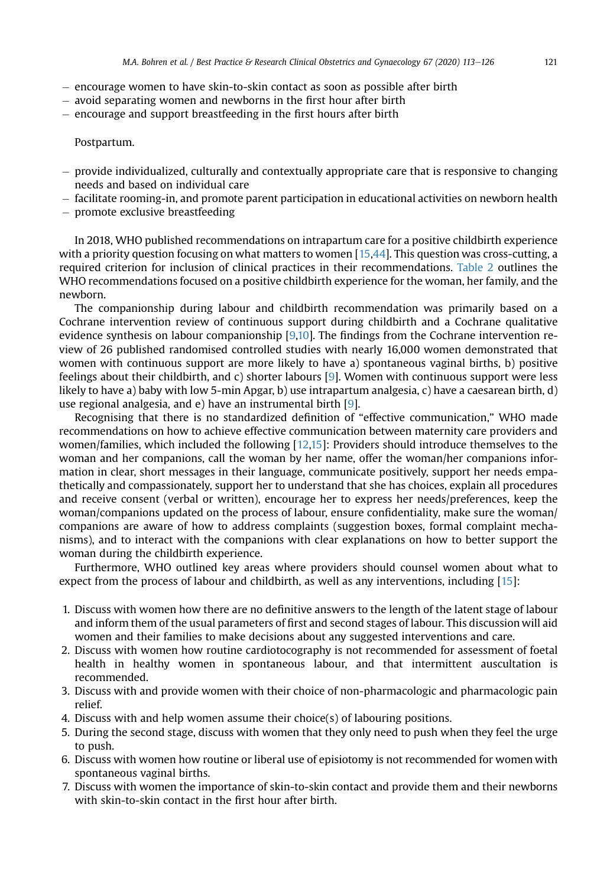– encourage women to have skin-to-skin contact as soon as possible after birth
– avoid separating women and newborns in the first hour after birth
– encourage and support breastfeeding in the first hours after birth

Postpartum.

– provide individualized, culturally and contextually appropriate care that is responsive to changing needs and based on individual care
– facilitate rooming-in, and promote parent participation in educational activities on newborn health
– promote exclusive breastfeeding

In 2018, WHO published recommendations on intrapartum care for a positive childbirth experience with a priority question focusing on what matters to women [15,44]. This question was cross-cutting, a required criterion for inclusion of clinical practices in their recommendations. Table 2 outlines the WHO recommendations focused on a positive childbirth experience for the woman, her family, and the newborn.

The companionship during labour and childbirth recommendation was primarily based on a Cochrane intervention review of continuous support during childbirth and a Cochrane qualitative evidence synthesis on labour companionship [9,10]. The findings from the Cochrane intervention review of 26 published randomised controlled studies with nearly 16,000 women demonstrated that women with continuous support are more likely to have a) spontaneous vaginal births, b) positive feelings about their childbirth, and c) shorter labours [9]. Women with continuous support were less likely to have a) baby with low 5-min Apgar, b) use intrapartum analgesia, c) have a caesarean birth, d) use regional analgesia, and e) have an instrumental birth [9].

Recognising that there is no standardized definition of "effective communication," WHO made recommendations on how to achieve effective communication between maternity care providers and women/families, which included the following [12,15]: Providers should introduce themselves to the woman and her companions, call the woman by her name, offer the woman/her companions information in clear, short messages in their language, communicate positively, support her needs empathetically and compassionately, support her to understand that she has choices, explain all procedures and receive consent (verbal or written), encourage her to express her needs/preferences, keep the woman/companions updated on the process of labour, ensure confidentiality, make sure the woman/companions are aware of how to address complaints (suggestion boxes, formal complaint mechanisms), and to interact with the companions with clear explanations on how to better support the woman during the childbirth experience.

Furthermore, WHO outlined key areas where providers should counsel women about what to expect from the process of labour and childbirth, as well as any interventions, including [15]:

1. Discuss with women how there are no definitive answers to the length of the latent stage of labour and inform them of the usual parameters of first and second stages of labour. This discussion will aid women and their families to make decisions about any suggested interventions and care.
2. Discuss with women how routine cardiotocography is not recommended for assessment of foetal health in healthy women in spontaneous labour, and that intermittent auscultation is recommended.
3. Discuss with and provide women with their choice of non-pharmacologic and pharmacologic pain relief.
4. Discuss with and help women assume their choice(s) of labouring positions.
5. During the second stage, discuss with women that they only need to push when they feel the urge to push.
6. Discuss with women how routine or liberal use of episiotomy is not recommended for women with spontaneous vaginal births.
7. Discuss with women the importance of skin-to-skin contact and provide them and their newborns with skin-to-skin contact in the first hour after birth.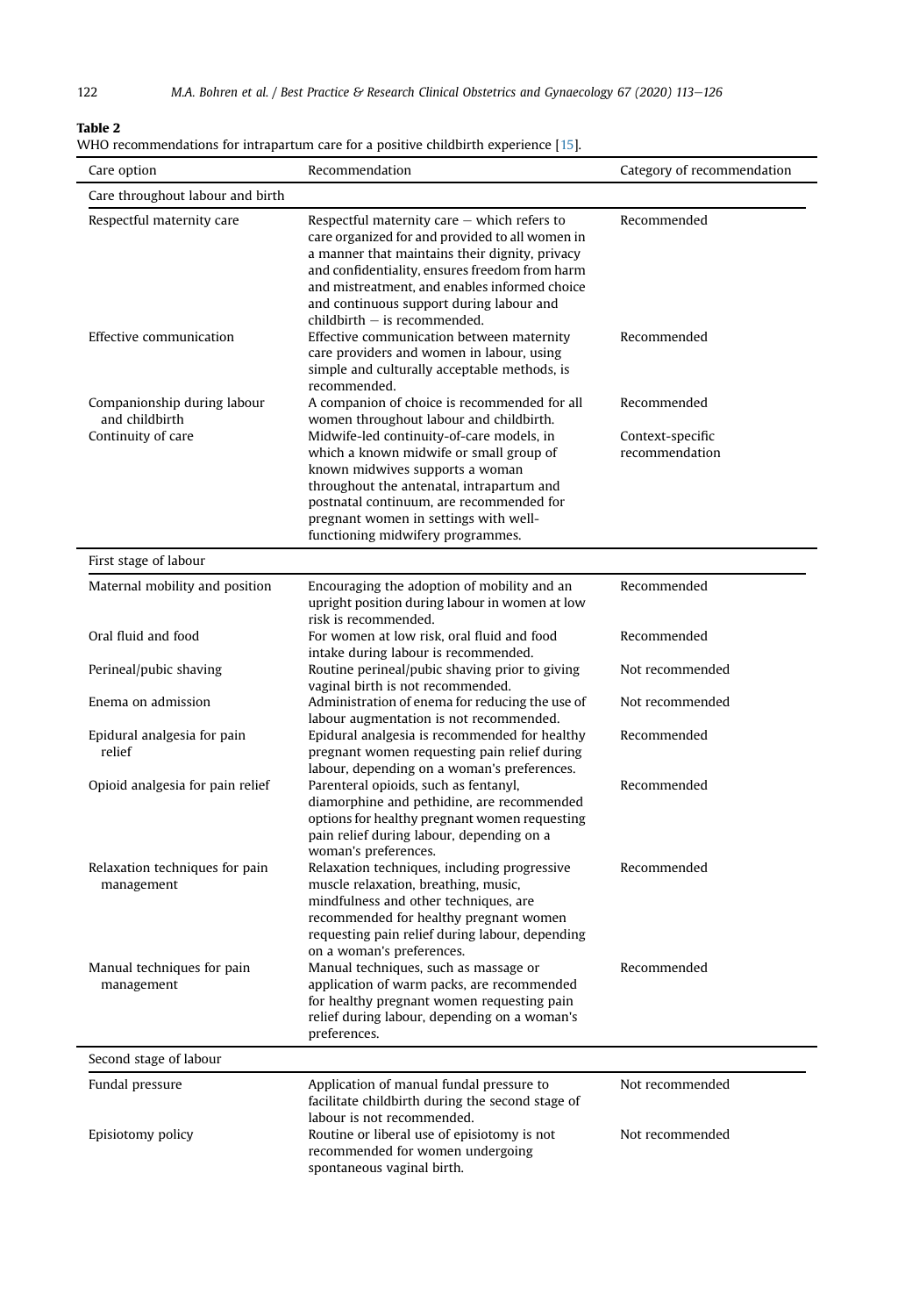**Table 2**
WHO recommendations for intrapartum care for a positive childbirth experience [15].

| Care option | Recommendation | Category of recommendation |
|---|---|---|
| **Care throughout labour and birth** | | |
| Respectful maternity care | Respectful maternity care − which refers to care organized for and provided to all women in a manner that maintains their dignity, privacy and confidentiality, ensures freedom from harm and mistreatment, and enables informed choice and continuous support during labour and childbirth − is recommended. | Recommended |
| Effective communication | Effective communication between maternity care providers and women in labour, using simple and culturally acceptable methods, is recommended. | Recommended |
| Companionship during labour and childbirth | A companion of choice is recommended for all women throughout labour and childbirth. | Recommended |
| Continuity of care | Midwife-led continuity-of-care models, in which a known midwife or small group of known midwives supports a woman throughout the antenatal, intrapartum and postnatal continuum, are recommended for pregnant women in settings with well-functioning midwifery programmes. | Context-specific recommendation |
| **First stage of labour** | | |
| Maternal mobility and position | Encouraging the adoption of mobility and an upright position during labour in women at low risk is recommended. | Recommended |
| Oral fluid and food | For women at low risk, oral fluid and food intake during labour is recommended. | Recommended |
| Perineal/pubic shaving | Routine perineal/pubic shaving prior to giving vaginal birth is not recommended. | Not recommended |
| Enema on admission | Administration of enema for reducing the use of labour augmentation is not recommended. | Not recommended |
| Epidural analgesia for pain relief | Epidural analgesia is recommended for healthy pregnant women requesting pain relief during labour, depending on a woman's preferences. | Recommended |
| Opioid analgesia for pain relief | Parenteral opioids, such as fentanyl, diamorphine and pethidine, are recommended options for healthy pregnant women requesting pain relief during labour, depending on a woman's preferences. | Recommended |
| Relaxation techniques for pain management | Relaxation techniques, including progressive muscle relaxation, breathing, music, mindfulness and other techniques, are recommended for healthy pregnant women requesting pain relief during labour, depending on a woman's preferences. | Recommended |
| Manual techniques for pain management | Manual techniques, such as massage or application of warm packs, are recommended for healthy pregnant women requesting pain relief during labour, depending on a woman's preferences. | Recommended |
| **Second stage of labour** | | |
| Fundal pressure | Application of manual fundal pressure to facilitate childbirth during the second stage of labour is not recommended. | Not recommended |
| Episiotomy policy | Routine or liberal use of episiotomy is not recommended for women undergoing spontaneous vaginal birth. | Not recommended |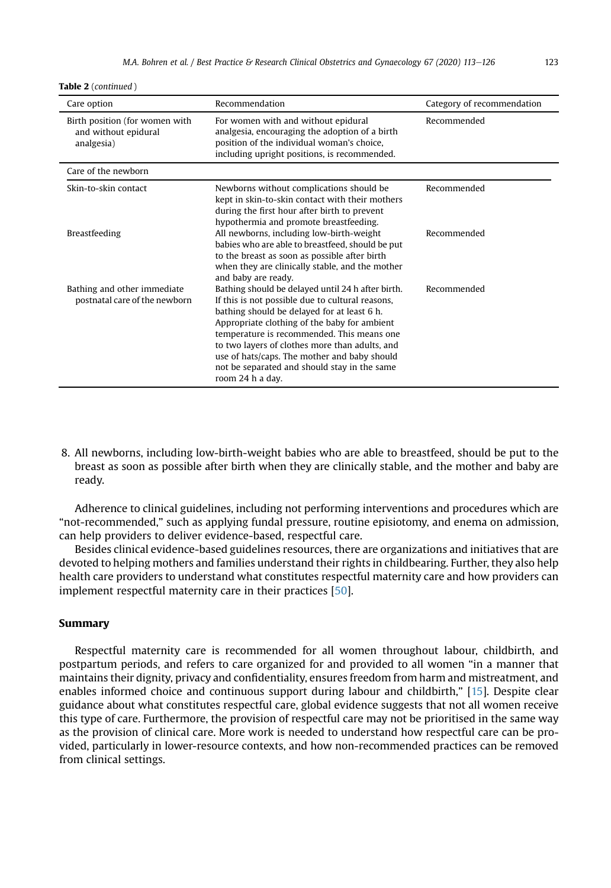**Table 2** (*continued*)

| Care option | Recommendation | Category of recommendation |
| --- | --- | --- |
| Birth position (for women with and without epidural analgesia) | For women with and without epidural analgesia, encouraging the adoption of a birth position of the individual woman's choice, including upright positions, is recommended. | Recommended |
| Care of the newborn | | |
| Skin-to-skin contact | Newborns without complications should be kept in skin-to-skin contact with their mothers during the first hour after birth to prevent hypothermia and promote breastfeeding. | Recommended |
| Breastfeeding | All newborns, including low-birth-weight babies who are able to breastfeed, should be put to the breast as soon as possible after birth when they are clinically stable, and the mother and baby are ready. | Recommended |
| Bathing and other immediate postnatal care of the newborn | Bathing should be delayed until 24 h after birth. If this is not possible due to cultural reasons, bathing should be delayed for at least 6 h. Appropriate clothing of the baby for ambient temperature is recommended. This means one to two layers of clothes more than adults, and use of hats/caps. The mother and baby should not be separated and should stay in the same room 24 h a day. | Recommended |

8. All newborns, including low-birth-weight babies who are able to breastfeed, should be put to the breast as soon as possible after birth when they are clinically stable, and the mother and baby are ready.

Adherence to clinical guidelines, including not performing interventions and procedures which are "not-recommended," such as applying fundal pressure, routine episiotomy, and enema on admission, can help providers to deliver evidence-based, respectful care.

Besides clinical evidence-based guidelines resources, there are organizations and initiatives that are devoted to helping mothers and families understand their rights in childbearing. Further, they also help health care providers to understand what constitutes respectful maternity care and how providers can implement respectful maternity care in their practices [50].

## Summary

Respectful maternity care is recommended for all women throughout labour, childbirth, and postpartum periods, and refers to care organized for and provided to all women "in a manner that maintains their dignity, privacy and confidentiality, ensures freedom from harm and mistreatment, and enables informed choice and continuous support during labour and childbirth," [15]. Despite clear guidance about what constitutes respectful care, global evidence suggests that not all women receive this type of care. Furthermore, the provision of respectful care may not be prioritised in the same way as the provision of clinical care. More work is needed to understand how respectful care can be provided, particularly in lower-resource contexts, and how non-recommended practices can be removed from clinical settings.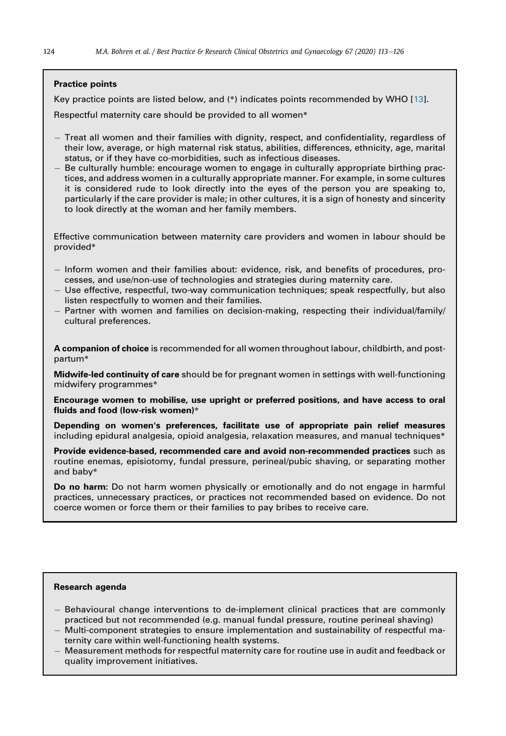## Practice points

Key practice points are listed below, and (*) indicates points recommended by WHO [13].

Respectful maternity care should be provided to all women*

- Treat all women and their families with dignity, respect, and confidentiality, regardless of their low, average, or high maternal risk status, abilities, differences, ethnicity, age, marital status, or if they have co-morbidities, such as infectious diseases.
- Be culturally humble: encourage women to engage in culturally appropriate birthing practices, and address women in a culturally appropriate manner. For example, in some cultures it is considered rude to look directly into the eyes of the person you are speaking to, particularly if the care provider is male; in other cultures, it is a sign of honesty and sincerity to look directly at the woman and her family members.

Effective communication between maternity care providers and women in labour should be provided*

- Inform women and their families about: evidence, risk, and benefits of procedures, processes, and use/non-use of technologies and strategies during maternity care.
- Use effective, respectful, two-way communication techniques; speak respectfully, but also listen respectfully to women and their families.
- Partner with women and families on decision-making, respecting their individual/family/cultural preferences.

**A companion of choice** is recommended for all women throughout labour, childbirth, and postpartum*

**Midwife-led continuity of care** should be for pregnant women in settings with well-functioning midwifery programmes*

**Encourage women to mobilise, use upright or preferred positions, and have access to oral fluids and food (low-risk women)***

**Depending on women's preferences, facilitate use of appropriate pain relief measures** including epidural analgesia, opioid analgesia, relaxation measures, and manual techniques*

**Provide evidence-based, recommended care and avoid non-recommended practices** such as routine enemas, episiotomy, fundal pressure, perineal/pubic shaving, or separating mother and baby*

**Do no harm**: Do not harm women physically or emotionally and do not engage in harmful practices, unnecessary practices, or practices not recommended based on evidence. Do not coerce women or force them or their families to pay bribes to receive care.

## Research agenda

- Behavioural change interventions to de-implement clinical practices that are commonly practiced but not recommended (e.g. manual fundal pressure, routine perineal shaving)
- Multi-component strategies to ensure implementation and sustainability of respectful maternity care within well-functioning health systems.
- Measurement methods for respectful maternity care for routine use in audit and feedback or quality improvement initiatives.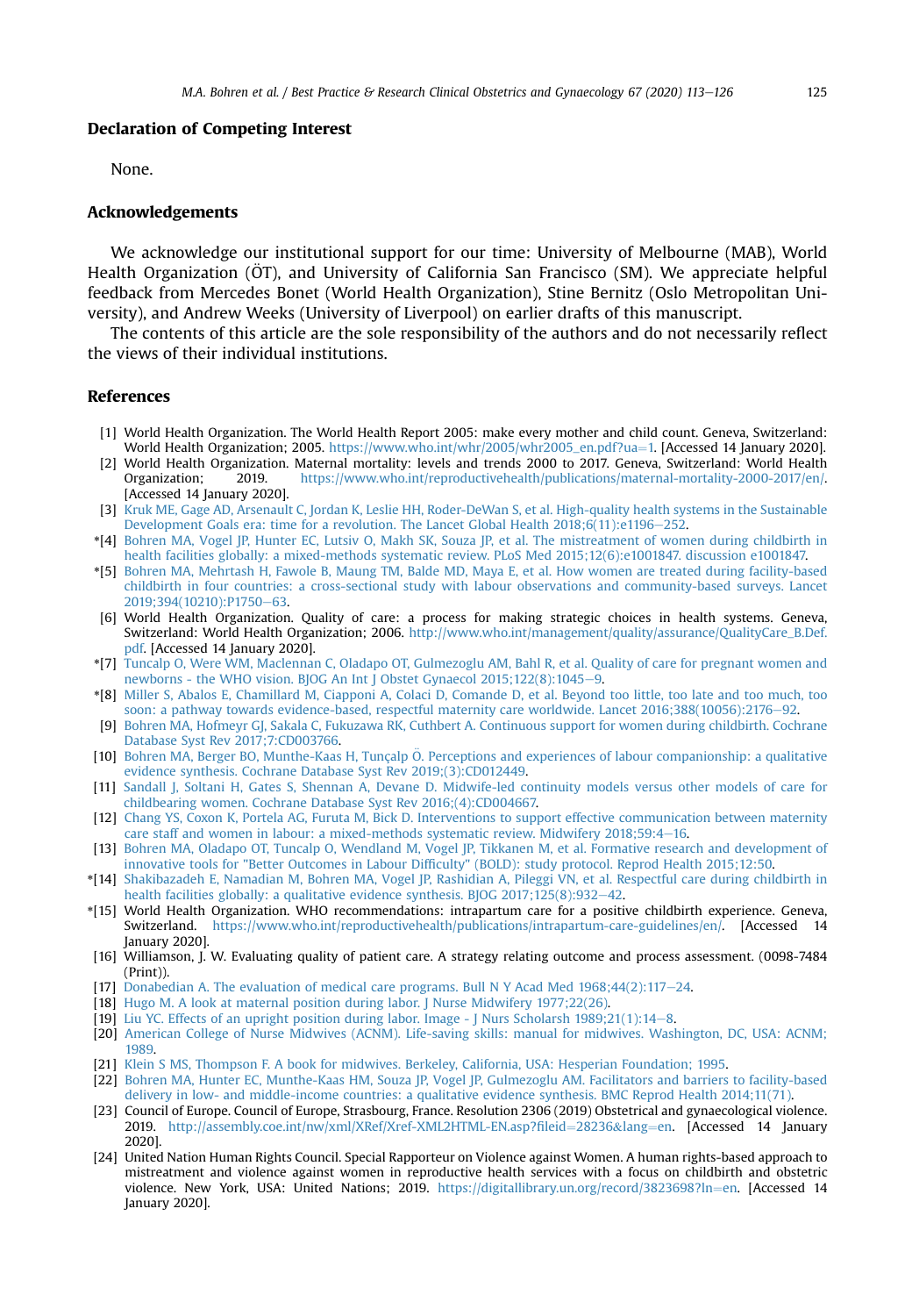## Declaration of Competing Interest

None.

## Acknowledgements

We acknowledge our institutional support for our time: University of Melbourne (MAB), World Health Organization (ÖT), and University of California San Francisco (SM). We appreciate helpful feedback from Mercedes Bonet (World Health Organization), Stine Bernitz (Oslo Metropolitan University), and Andrew Weeks (University of Liverpool) on earlier drafts of this manuscript.

The contents of this article are the sole responsibility of the authors and do not necessarily reflect the views of their individual institutions.

## References

[1] World Health Organization. The World Health Report 2005: make every mother and child count. Geneva, Switzerland: World Health Organization; 2005. https://www.who.int/whr/2005/whr2005_en.pdf?ua=1. [Accessed 14 January 2020].

[2] World Health Organization. Maternal mortality: levels and trends 2000 to 2017. Geneva, Switzerland: World Health Organization; 2019. https://www.who.int/reproductivehealth/publications/maternal-mortality-2000-2017/en/. [Accessed 14 January 2020].

[3] Kruk ME, Gage AD, Arsenault C, Jordan K, Leslie HH, Roder-DeWan S, et al. High-quality health systems in the Sustainable Development Goals era: time for a revolution. The Lancet Global Health 2018;6(11):e1196–252.

*[4] Bohren MA, Vogel JP, Hunter EC, Lutsiv O, Makh SK, Souza JP, et al. The mistreatment of women during childbirth in health facilities globally: a mixed-methods systematic review. PLoS Med 2015;12(6):e1001847. discussion e1001847.

*[5] Bohren MA, Mehrtash H, Fawole B, Maung TM, Balde MD, Maya E, et al. How women are treated during facility-based childbirth in four countries: a cross-sectional study with labour observations and community-based surveys. Lancet 2019;394(10210):P1750–63.

[6] World Health Organization. Quality of care: a process for making strategic choices in health systems. Geneva, Switzerland: World Health Organization; 2006. http://www.who.int/management/quality/assurance/QualityCare_B.Def.pdf. [Accessed 14 January 2020].

*[7] Tuncalp O, Were WM, Maclennan C, Oladapo OT, Gulmezoglu AM, Bahl R, et al. Quality of care for pregnant women and newborns - the WHO vision. BJOG An Int J Obstet Gynaecol 2015;122(8):1045–9.

*[8] Miller S, Abalos E, Chamillard M, Ciapponi A, Colaci D, Comande D, et al. Beyond too little, too late and too much, too soon: a pathway towards evidence-based, respectful maternity care worldwide. Lancet 2016;388(10056):2176–92.

[9] Bohren MA, Hofmeyr GJ, Sakala C, Fukuzawa RK, Cuthbert A. Continuous support for women during childbirth. Cochrane Database Syst Rev 2017;7:CD003766.

[10] Bohren MA, Berger BO, Munthe-Kaas H, Tunçalp Ö. Perceptions and experiences of labour companionship: a qualitative evidence synthesis. Cochrane Database Syst Rev 2019;(3):CD012449.

[11] Sandall J, Soltani H, Gates S, Shennan A, Devane D. Midwife-led continuity models versus other models of care for childbearing women. Cochrane Database Syst Rev 2016;(4):CD004667.

[12] Chang YS, Coxon K, Portela AG, Furuta M, Bick D. Interventions to support effective communication between maternity care staff and women in labour: a mixed-methods systematic review. Midwifery 2018;59:4–16.

[13] Bohren MA, Oladapo OT, Tuncalp O, Wendland M, Vogel JP, Tikkanen M, et al. Formative research and development of innovative tools for "Better Outcomes in Labour Difficulty" (BOLD): study protocol. Reprod Health 2015;12:50.

*[14] Shakibazadeh E, Namadian M, Bohren MA, Vogel JP, Rashidian A, Pileggi VN, et al. Respectful care during childbirth in health facilities globally: a qualitative evidence synthesis. BJOG 2017;125(8):932–42.

*[15] World Health Organization. WHO recommendations: intrapartum care for a positive childbirth experience. Geneva, Switzerland. https://www.who.int/reproductivehealth/publications/intrapartum-care-guidelines/en/. [Accessed 14 January 2020].

[16] Williamson, J. W. Evaluating quality of patient care. A strategy relating outcome and process assessment. (0098-7484 (Print)).

[17] Donabedian A. The evaluation of medical care programs. Bull N Y Acad Med 1968;44(2):117–24.

[18] Hugo M. A look at maternal position during labor. J Nurse Midwifery 1977;22(26).

[19] Liu YC. Effects of an upright position during labor. Image - J Nurs Scholarsh 1989;21(1):14–8.

[20] American College of Nurse Midwives (ACNM). Life-saving skills: manual for midwives. Washington, DC, USA: ACNM; 1989.

[21] Klein S MS, Thompson F. A book for midwives. Berkeley, California, USA: Hesperian Foundation; 1995.

[22] Bohren MA, Hunter EC, Munthe-Kaas HM, Souza JP, Vogel JP, Gulmezoglu AM. Facilitators and barriers to facility-based delivery in low- and middle-income countries: a qualitative evidence synthesis. BMC Reprod Health 2014;11(71).

[23] Council of Europe. Council of Europe, Strasbourg, France. Resolution 2306 (2019) Obstetrical and gynaecological violence. 2019. http://assembly.coe.int/nw/xml/XRef/Xref-XML2HTML-EN.asp?fileid=28236&lang=en. [Accessed 14 January 2020].

[24] United Nation Human Rights Council. Special Rapporteur on Violence against Women. A human rights-based approach to mistreatment and violence against women in reproductive health services with a focus on childbirth and obstetric violence. New York, USA: United Nations; 2019. https://digitallibrary.un.org/record/3823698?ln=en. [Accessed 14 January 2020].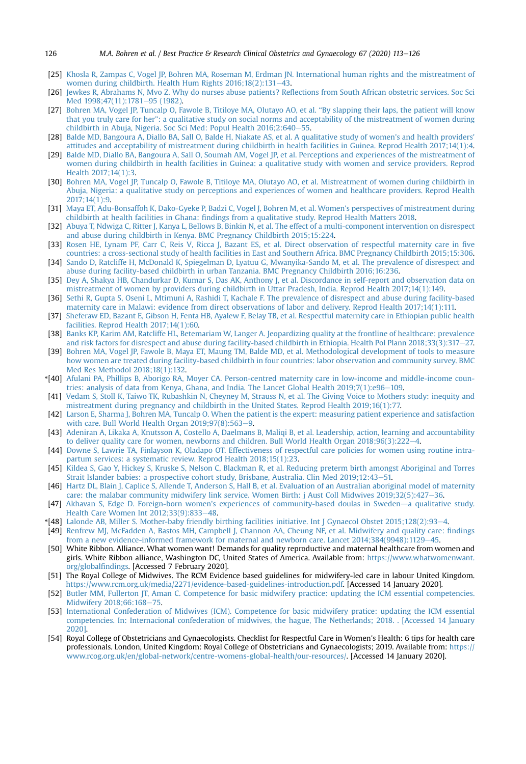[25] Khosla R, Zampas C, Vogel JP, Bohren MA, Roseman M, Erdman JN. International human rights and the mistreatment of women during childbirth. Health Hum Rights 2016;18(2):131–43.

[26] Jewkes R, Abrahams N, Mvo Z. Why do nurses abuse patients? Reflections from South African obstetric services. Soc Sci Med 1998;47(11):1781–95 (1982).

[27] Bohren MA, Vogel JP, Tuncalp O, Fawole B, Titiloye MA, Olutayo AO, et al. "By slapping their laps, the patient will know that you truly care for her": a qualitative study on social norms and acceptability of the mistreatment of women during childbirth in Abuja, Nigeria. Soc Sci Med: Popul Health 2016;2:640–55.

[28] Balde MD, Bangoura A, Diallo BA, Sall O, Balde H, Niakate AS, et al. A qualitative study of women's and health providers' attitudes and acceptability of mistreatment during childbirth in health facilities in Guinea. Reprod Health 2017;14(1):4.

[29] Balde MD, Diallo BA, Bangoura A, Sall O, Soumah AM, Vogel JP, et al. Perceptions and experiences of the mistreatment of women during childbirth in health facilities in Guinea: a qualitative study with women and service providers. Reprod Health 2017;14(1):3.

[30] Bohren MA, Vogel JP, Tuncalp O, Fawole B, Titiloye MA, Olutayo AO, et al. Mistreatment of women during childbirth in Abuja, Nigeria: a qualitative study on perceptions and experiences of women and healthcare providers. Reprod Health 2017;14(1):9.

[31] Maya ET, Adu-Bonsaffoh K, Dako-Gyeke P, Badzi C, Vogel J, Bohren M, et al. Women's perspectives of mistreatment during childbirth at health facilities in Ghana: findings from a qualitative study. Reprod Health Matters 2018.

[32] Abuya T, Ndwiga C, Ritter J, Kanya L, Bellows B, Binkin N, et al. The effect of a multi-component intervention on disrespect and abuse during childbirth in Kenya. BMC Pregnancy Childbirth 2015;15:224.

[33] Rosen HE, Lynam PF, Carr C, Reis V, Ricca J, Bazant ES, et al. Direct observation of respectful maternity care in five countries: a cross-sectional study of health facilities in East and Southern Africa. BMC Pregnancy Childbirth 2015;15:306.

[34] Sando D, Ratcliffe H, McDonald K, Spiegelman D, Lyatuu G, Mwanyika-Sando M, et al. The prevalence of disrespect and abuse during facility-based childbirth in urban Tanzania. BMC Pregnancy Childbirth 2016;16:236.

[35] Dey A, Shakya HB, Chandurkar D, Kumar S, Das AK, Anthony J, et al. Discordance in self-report and observation data on mistreatment of women by providers during childbirth in Uttar Pradesh, India. Reprod Health 2017;14(1):149.

[36] Sethi R, Gupta S, Oseni L, Mtimuni A, Rashidi T, Kachale F. The prevalence of disrespect and abuse during facility-based maternity care in Malawi: evidence from direct observations of labor and delivery. Reprod Health 2017;14(1):111.

[37] Sheferaw ED, Bazant E, Gibson H, Fenta HB, Ayalew F, Belay TB, et al. Respectful maternity care in Ethiopian public health facilities. Reprod Health 2017;14(1):60.

[38] Banks KP, Karim AM, Ratcliffe HL, Betemariam W, Langer A. Jeopardizing quality at the frontline of healthcare: prevalence and risk factors for disrespect and abuse during facility-based childbirth in Ethiopia. Health Pol Plann 2018;33(3):317–27.

[39] Bohren MA, Vogel JP, Fawole B, Maya ET, Maung TM, Balde MD, et al. Methodological development of tools to measure how women are treated during facility-based childbirth in four countries: labor observation and community survey. BMC Med Res Methodol 2018;18(1):132.

*[40] Afulani PA, Phillips B, Aborigo RA, Moyer CA. Person-centred maternity care in low-income and middle-income countries: analysis of data from Kenya, Ghana, and India. The Lancet Global Health 2019;7(1):e96–109.

[41] Vedam S, Stoll K, Taiwo TK, Rubashkin N, Cheyney M, Strauss N, et al. The Giving Voice to Mothers study: inequity and mistreatment during pregnancy and childbirth in the United States. Reprod Health 2019;16(1):77.

[42] Larson E, Sharma J, Bohren MA, Tuncalp O. When the patient is the expert: measuring patient experience and satisfaction with care. Bull World Health Organ 2019;97(8):563–9.

[43] Adeniran A, Likaka A, Knutsson A, Costello A, Daelmans B, Maliqi B, et al. Leadership, action, learning and accountability to deliver quality care for women, newborns and children. Bull World Health Organ 2018;96(3):222–4.

[44] Downe S, Lawrie TA, Finlayson K, Oladapo OT. Effectiveness of respectful care policies for women using routine intrapartum services: a systematic review. Reprod Health 2018;15(1):23.

[45] Kildea S, Gao Y, Hickey S, Kruske S, Nelson C, Blackman R, et al. Reducing preterm birth amongst Aboriginal and Torres Strait Islander babies: a prospective cohort study, Brisbane, Australia. Clin Med 2019;12:43–51.

[46] Hartz DL, Blain J, Caplice S, Allende T, Anderson S, Hall B, et al. Evaluation of an Australian aboriginal model of maternity care: the malabar community midwifery link service. Women Birth: j Aust Coll Midwives 2019;32(5):427–36.

[47] Akhavan S, Edge D. Foreign-born women's experiences of community-based doulas in Sweden—a qualitative study. Health Care Women Int 2012;33(9):833–48.

*[48] Lalonde AB, Miller S. Mother-baby friendly birthing facilities initiative. Int J Gynaecol Obstet 2015;128(2):93–4.

[49] Renfrew MJ, McFadden A, Bastos MH, Campbell J, Channon AA, Cheung NF, et al. Midwifery and quality care: findings from a new evidence-informed framework for maternal and newborn care. Lancet 2014;384(9948):1129–45.

[50] White Ribbon. Alliance. What women want! Demands for quality reproductive and maternal healthcare from women and girls. White Ribbon alliance, Washington DC, United States of America. Available from: https://www.whatwomenwant.org/globalfindings. [Accessed 7 February 2020].

[51] The Royal College of Midwives. The RCM Evidence based guidelines for midwifery-led care in labour United Kingdom. https://www.rcm.org.uk/media/2271/evidence-based-guidelines-introduction.pdf. [Accessed 14 January 2020].

[52] Butler MM, Fullerton JT, Aman C. Competence for basic midwifery practice: updating the ICM essential competencies. Midwifery 2018;66:168–75.

[53] International Confederation of Midwives (ICM). Competence for basic midwifery pratice: updating the ICM essential competencies. In: Internacional confederation of midwives, the hague, The Netherlands; 2018. . [Accessed 14 January 2020].

[54] Royal College of Obstetricians and Gynaecologists. Checklist for Respectful Care in Women's Health: 6 tips for health care professionals. London, United Kingdom: Royal College of Obstetricians and Gynaecologists; 2019. Available from: https://www.rcog.org.uk/en/global-network/centre-womens-global-health/our-resources/. [Accessed 14 January 2020].